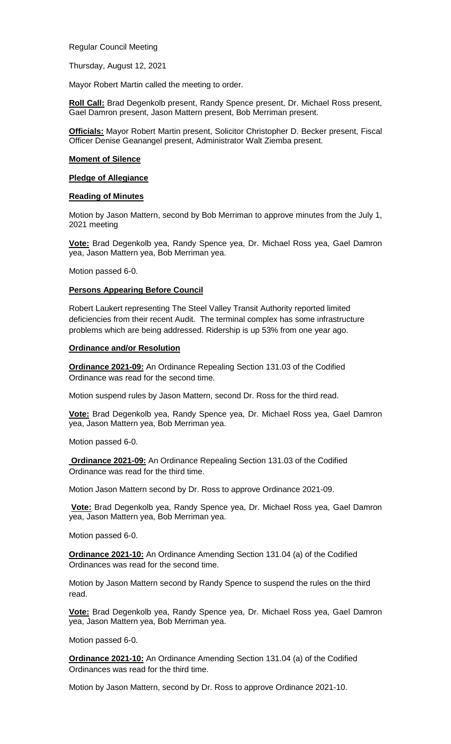Regular Council Meeting

Thursday, August 12, 2021

Mayor Robert Martin called the meeting to order.

**Roll Call:** Brad Degenkolb present, Randy Spence present, Dr. Michael Ross present, Gael Damron present, Jason Mattern present, Bob Merriman present.

**Officials:** Mayor Robert Martin present, Solicitor Christopher D. Becker present, Fiscal Officer Denise Geanangel present, Administrator Walt Ziemba present.

**Moment of Silence**

**Pledge of Allegiance**

**Reading of Minutes**

Motion by Jason Mattern, second by Bob Merriman to approve minutes from the July 1, 2021 meeting

**Vote:** Brad Degenkolb yea, Randy Spence yea, Dr. Michael Ross yea, Gael Damron yea, Jason Mattern yea, Bob Merriman yea.

Motion passed 6-0.

**Persons Appearing Before Council**

Robert Laukert representing The Steel Valley Transit Authority reported limited deficiencies from their recent Audit. The terminal complex has some infrastructure problems which are being addressed. Ridership is up 53% from one year ago.

**Ordinance and/or Resolution**

**Ordinance 2021-09:** An Ordinance Repealing Section 131.03 of the Codified Ordinance was read for the second time.

Motion suspend rules by Jason Mattern, second Dr. Ross for the third read.

**Vote:** Brad Degenkolb yea, Randy Spence yea, Dr. Michael Ross yea, Gael Damron yea, Jason Mattern yea, Bob Merriman yea.

Motion passed 6-0.

**Ordinance 2021-09:** An Ordinance Repealing Section 131.03 of the Codified Ordinance was read for the third time.

Motion Jason Mattern second by Dr. Ross to approve Ordinance 2021-09.

**Vote:** Brad Degenkolb yea, Randy Spence yea, Dr. Michael Ross yea, Gael Damron yea, Jason Mattern yea, Bob Merriman yea.

Motion passed 6-0.

**Ordinance 2021-10:** An Ordinance Amending Section 131.04 (a) of the Codified Ordinances was read for the second time.

Motion by Jason Mattern second by Randy Spence to suspend the rules on the third read.

**Vote:** Brad Degenkolb yea, Randy Spence yea, Dr. Michael Ross yea, Gael Damron yea, Jason Mattern yea, Bob Merriman yea.

Motion passed 6-0.

**Ordinance 2021-10:** An Ordinance Amending Section 131.04 (a) of the Codified Ordinances was read for the third time.

Motion by Jason Mattern, second by Dr. Ross to approve Ordinance 2021-10.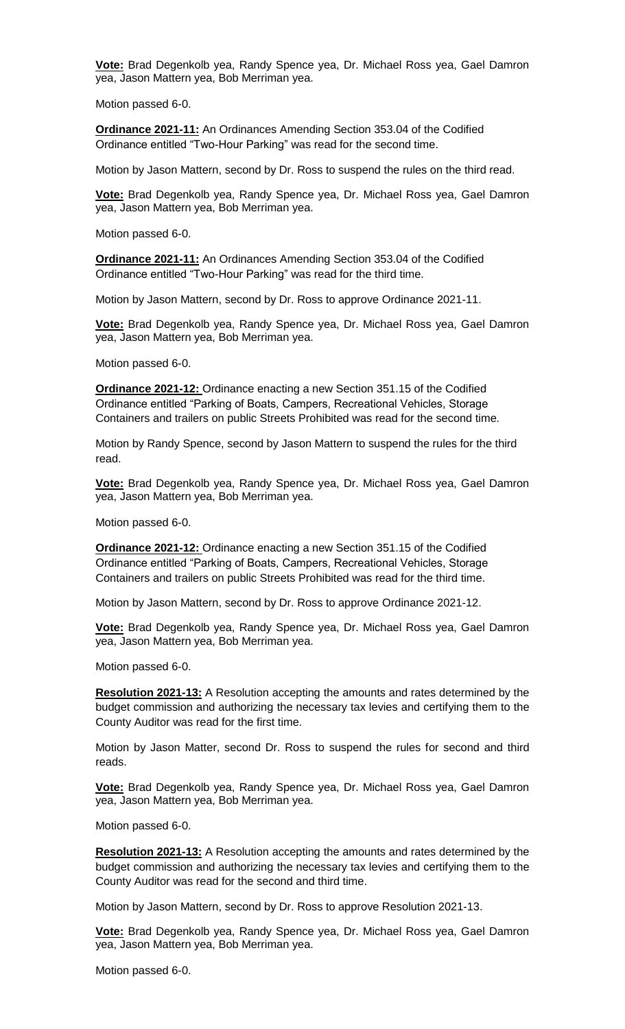**Vote:** Brad Degenkolb yea, Randy Spence yea, Dr. Michael Ross yea, Gael Damron yea, Jason Mattern yea, Bob Merriman yea.

Motion passed 6-0.

**Ordinance 2021-11:** An Ordinances Amending Section 353.04 of the Codified Ordinance entitled "Two-Hour Parking" was read for the second time.

Motion by Jason Mattern, second by Dr. Ross to suspend the rules on the third read.

**Vote:** Brad Degenkolb yea, Randy Spence yea, Dr. Michael Ross yea, Gael Damron yea, Jason Mattern yea, Bob Merriman yea.

Motion passed 6-0.

**Ordinance 2021-11:** An Ordinances Amending Section 353.04 of the Codified Ordinance entitled "Two-Hour Parking" was read for the third time.

Motion by Jason Mattern, second by Dr. Ross to approve Ordinance 2021-11.

**Vote:** Brad Degenkolb yea, Randy Spence yea, Dr. Michael Ross yea, Gael Damron yea, Jason Mattern yea, Bob Merriman yea.

Motion passed 6-0.

**Ordinance 2021-12:** Ordinance enacting a new Section 351.15 of the Codified Ordinance entitled "Parking of Boats, Campers, Recreational Vehicles, Storage Containers and trailers on public Streets Prohibited was read for the second time.

Motion by Randy Spence, second by Jason Mattern to suspend the rules for the third read.

**Vote:** Brad Degenkolb yea, Randy Spence yea, Dr. Michael Ross yea, Gael Damron yea, Jason Mattern yea, Bob Merriman yea.

Motion passed 6-0.

**Ordinance 2021-12:** Ordinance enacting a new Section 351.15 of the Codified Ordinance entitled "Parking of Boats, Campers, Recreational Vehicles, Storage Containers and trailers on public Streets Prohibited was read for the third time.

Motion by Jason Mattern, second by Dr. Ross to approve Ordinance 2021-12.

**Vote:** Brad Degenkolb yea, Randy Spence yea, Dr. Michael Ross yea, Gael Damron yea, Jason Mattern yea, Bob Merriman yea.

Motion passed 6-0.

**Resolution 2021-13:** A Resolution accepting the amounts and rates determined by the budget commission and authorizing the necessary tax levies and certifying them to the County Auditor was read for the first time.

Motion by Jason Matter, second Dr. Ross to suspend the rules for second and third reads.

**Vote:** Brad Degenkolb yea, Randy Spence yea, Dr. Michael Ross yea, Gael Damron yea, Jason Mattern yea, Bob Merriman yea.

Motion passed 6-0.

**Resolution 2021-13:** A Resolution accepting the amounts and rates determined by the budget commission and authorizing the necessary tax levies and certifying them to the County Auditor was read for the second and third time.

Motion by Jason Mattern, second by Dr. Ross to approve Resolution 2021-13.

**Vote:** Brad Degenkolb yea, Randy Spence yea, Dr. Michael Ross yea, Gael Damron yea, Jason Mattern yea, Bob Merriman yea.

Motion passed 6-0.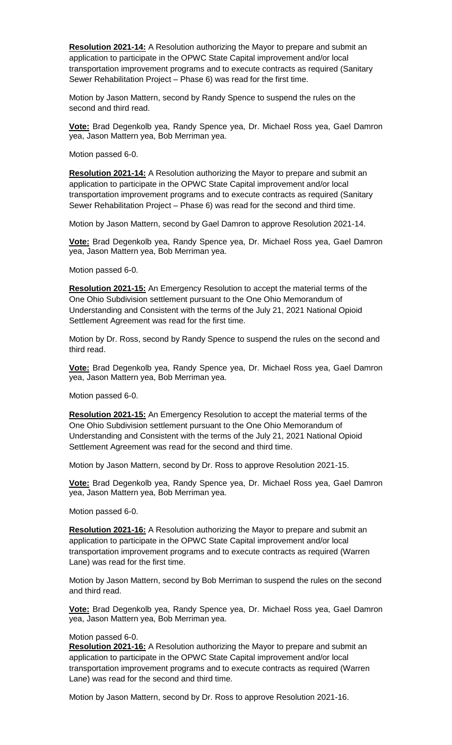**Resolution 2021-14:** A Resolution authorizing the Mayor to prepare and submit an application to participate in the OPWC State Capital improvement and/or local transportation improvement programs and to execute contracts as required (Sanitary Sewer Rehabilitation Project – Phase 6) was read for the first time.

Motion by Jason Mattern, second by Randy Spence to suspend the rules on the second and third read.

**Vote:** Brad Degenkolb yea, Randy Spence yea, Dr. Michael Ross yea, Gael Damron yea, Jason Mattern yea, Bob Merriman yea.

Motion passed 6-0.

**Resolution 2021-14:** A Resolution authorizing the Mayor to prepare and submit an application to participate in the OPWC State Capital improvement and/or local transportation improvement programs and to execute contracts as required (Sanitary Sewer Rehabilitation Project – Phase 6) was read for the second and third time.

Motion by Jason Mattern, second by Gael Damron to approve Resolution 2021-14.

**Vote:** Brad Degenkolb yea, Randy Spence yea, Dr. Michael Ross yea, Gael Damron yea, Jason Mattern yea, Bob Merriman yea.

Motion passed 6-0.

**Resolution 2021-15:** An Emergency Resolution to accept the material terms of the One Ohio Subdivision settlement pursuant to the One Ohio Memorandum of Understanding and Consistent with the terms of the July 21, 2021 National Opioid Settlement Agreement was read for the first time.

Motion by Dr. Ross, second by Randy Spence to suspend the rules on the second and third read.

**Vote:** Brad Degenkolb yea, Randy Spence yea, Dr. Michael Ross yea, Gael Damron yea, Jason Mattern yea, Bob Merriman yea.

Motion passed 6-0.

**Resolution 2021-15:** An Emergency Resolution to accept the material terms of the One Ohio Subdivision settlement pursuant to the One Ohio Memorandum of Understanding and Consistent with the terms of the July 21, 2021 National Opioid Settlement Agreement was read for the second and third time.

Motion by Jason Mattern, second by Dr. Ross to approve Resolution 2021-15.

**Vote:** Brad Degenkolb yea, Randy Spence yea, Dr. Michael Ross yea, Gael Damron yea, Jason Mattern yea, Bob Merriman yea.

Motion passed 6-0.

**Resolution 2021-16:** A Resolution authorizing the Mayor to prepare and submit an application to participate in the OPWC State Capital improvement and/or local transportation improvement programs and to execute contracts as required (Warren Lane) was read for the first time.

Motion by Jason Mattern, second by Bob Merriman to suspend the rules on the second and third read.

**Vote:** Brad Degenkolb yea, Randy Spence yea, Dr. Michael Ross yea, Gael Damron yea, Jason Mattern yea, Bob Merriman yea.

Motion passed 6-0.

**Resolution 2021-16:** A Resolution authorizing the Mayor to prepare and submit an application to participate in the OPWC State Capital improvement and/or local transportation improvement programs and to execute contracts as required (Warren Lane) was read for the second and third time.

Motion by Jason Mattern, second by Dr. Ross to approve Resolution 2021-16.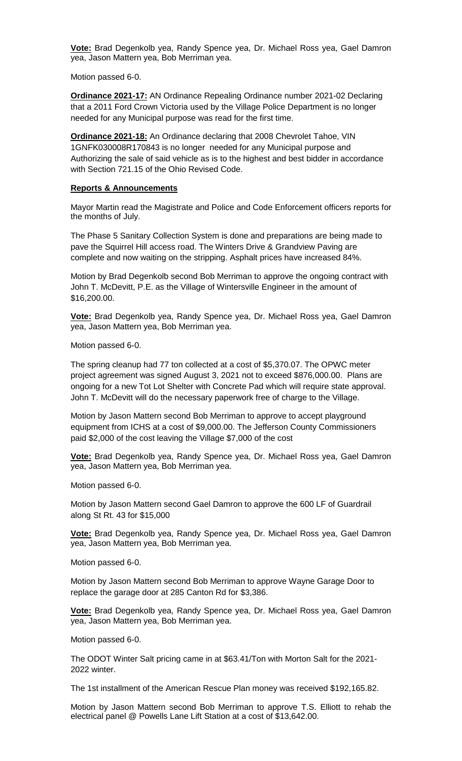**Vote:** Brad Degenkolb yea, Randy Spence yea, Dr. Michael Ross yea, Gael Damron yea, Jason Mattern yea, Bob Merriman yea.

Motion passed 6-0.

**Ordinance 2021-17:** AN Ordinance Repealing Ordinance number 2021-02 Declaring that a 2011 Ford Crown Victoria used by the Village Police Department is no longer needed for any Municipal purpose was read for the first time.

**Ordinance 2021-18:** An Ordinance declaring that 2008 Chevrolet Tahoe, VIN 1GNFK030008R170843 is no longer needed for any Municipal purpose and Authorizing the sale of said vehicle as is to the highest and best bidder in accordance with Section 721.15 of the Ohio Revised Code.

**Reports & Announcements**

Mayor Martin read the Magistrate and Police and Code Enforcement officers reports for the months of July.

The Phase 5 Sanitary Collection System is done and preparations are being made to pave the Squirrel Hill access road. The Winters Drive & Grandview Paving are complete and now waiting on the stripping. Asphalt prices have increased 84%.

Motion by Brad Degenkolb second Bob Merriman to approve the ongoing contract with John T. McDevitt, P.E. as the Village of Wintersville Engineer in the amount of $16,200.00.

**Vote:** Brad Degenkolb yea, Randy Spence yea, Dr. Michael Ross yea, Gael Damron yea, Jason Mattern yea, Bob Merriman yea.

Motion passed 6-0.

The spring cleanup had 77 ton collected at a cost of $5,370.07. The OPWC meter project agreement was signed August 3, 2021 not to exceed $876,000.00. Plans are ongoing for a new Tot Lot Shelter with Concrete Pad which will require state approval. John T. McDevitt will do the necessary paperwork free of charge to the Village.

Motion by Jason Mattern second Bob Merriman to approve to accept playground equipment from ICHS at a cost of $9,000.00. The Jefferson County Commissioners paid $2,000 of the cost leaving the Village $7,000 of the cost

**Vote:** Brad Degenkolb yea, Randy Spence yea, Dr. Michael Ross yea, Gael Damron yea, Jason Mattern yea, Bob Merriman yea.

Motion passed 6-0.

Motion by Jason Mattern second Gael Damron to approve the 600 LF of Guardrail along St Rt. 43 for $15,000

**Vote:** Brad Degenkolb yea, Randy Spence yea, Dr. Michael Ross yea, Gael Damron yea, Jason Mattern yea, Bob Merriman yea.

Motion passed 6-0.

Motion by Jason Mattern second Bob Merriman to approve Wayne Garage Door to replace the garage door at 285 Canton Rd for $3,386.

**Vote:** Brad Degenkolb yea, Randy Spence yea, Dr. Michael Ross yea, Gael Damron yea, Jason Mattern yea, Bob Merriman yea.

Motion passed 6-0.

The ODOT Winter Salt pricing came in at $63.41/Ton with Morton Salt for the 2021-2022 winter.

The 1st installment of the American Rescue Plan money was received $192,165.82.

Motion by Jason Mattern second Bob Merriman to approve T.S. Elliott to rehab the electrical panel @ Powells Lane Lift Station at a cost of $13,642.00.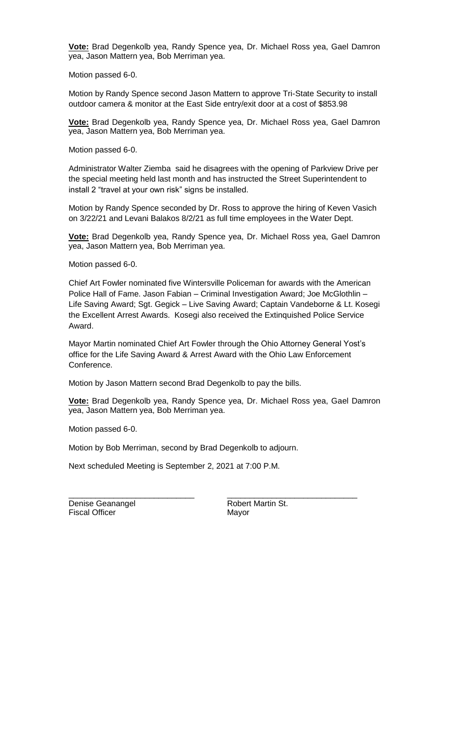**Vote:** Brad Degenkolb yea, Randy Spence yea, Dr. Michael Ross yea, Gael Damron yea, Jason Mattern yea, Bob Merriman yea.

Motion passed 6-0.

Motion by Randy Spence second Jason Mattern to approve Tri-State Security to install outdoor camera & monitor at the East Side entry/exit door at a cost of $853.98

**Vote:** Brad Degenkolb yea, Randy Spence yea, Dr. Michael Ross yea, Gael Damron yea, Jason Mattern yea, Bob Merriman yea.

Motion passed 6-0.

Administrator Walter Ziemba said he disagrees with the opening of Parkview Drive per the special meeting held last month and has instructed the Street Superintendent to install 2 "travel at your own risk" signs be installed.

Motion by Randy Spence seconded by Dr. Ross to approve the hiring of Keven Vasich on 3/22/21 and Levani Balakos 8/2/21 as full time employees in the Water Dept.

**Vote:** Brad Degenkolb yea, Randy Spence yea, Dr. Michael Ross yea, Gael Damron yea, Jason Mattern yea, Bob Merriman yea.

Motion passed 6-0.

Chief Art Fowler nominated five Wintersville Policeman for awards with the American Police Hall of Fame. Jason Fabian – Criminal Investigation Award; Joe McGlothlin – Life Saving Award; Sgt. Gegick – Live Saving Award; Captain Vandeborne & Lt. Kosegi the Excellent Arrest Awards. Kosegi also received the Extinquished Police Service Award.

Mayor Martin nominated Chief Art Fowler through the Ohio Attorney General Yost's office for the Life Saving Award & Arrest Award with the Ohio Law Enforcement Conference.

Motion by Jason Mattern second Brad Degenkolb to pay the bills.

**Vote:** Brad Degenkolb yea, Randy Spence yea, Dr. Michael Ross yea, Gael Damron yea, Jason Mattern yea, Bob Merriman yea.

Motion passed 6-0.

Motion by Bob Merriman, second by Brad Degenkolb to adjourn.

Next scheduled Meeting is September 2, 2021 at 7:00 P.M.

\_\_\_\_\_\_\_\_\_\_\_\_\_\_\_\_\_\_\_\_\_\_\_\_\_\_\_\_ \_\_\_\_\_\_\_\_\_\_\_\_\_\_\_\_\_\_\_\_\_\_\_\_\_\_\_\_\_\_

Denise Geanangel
Fiscal Officer

Robert Martin St.
Mayor